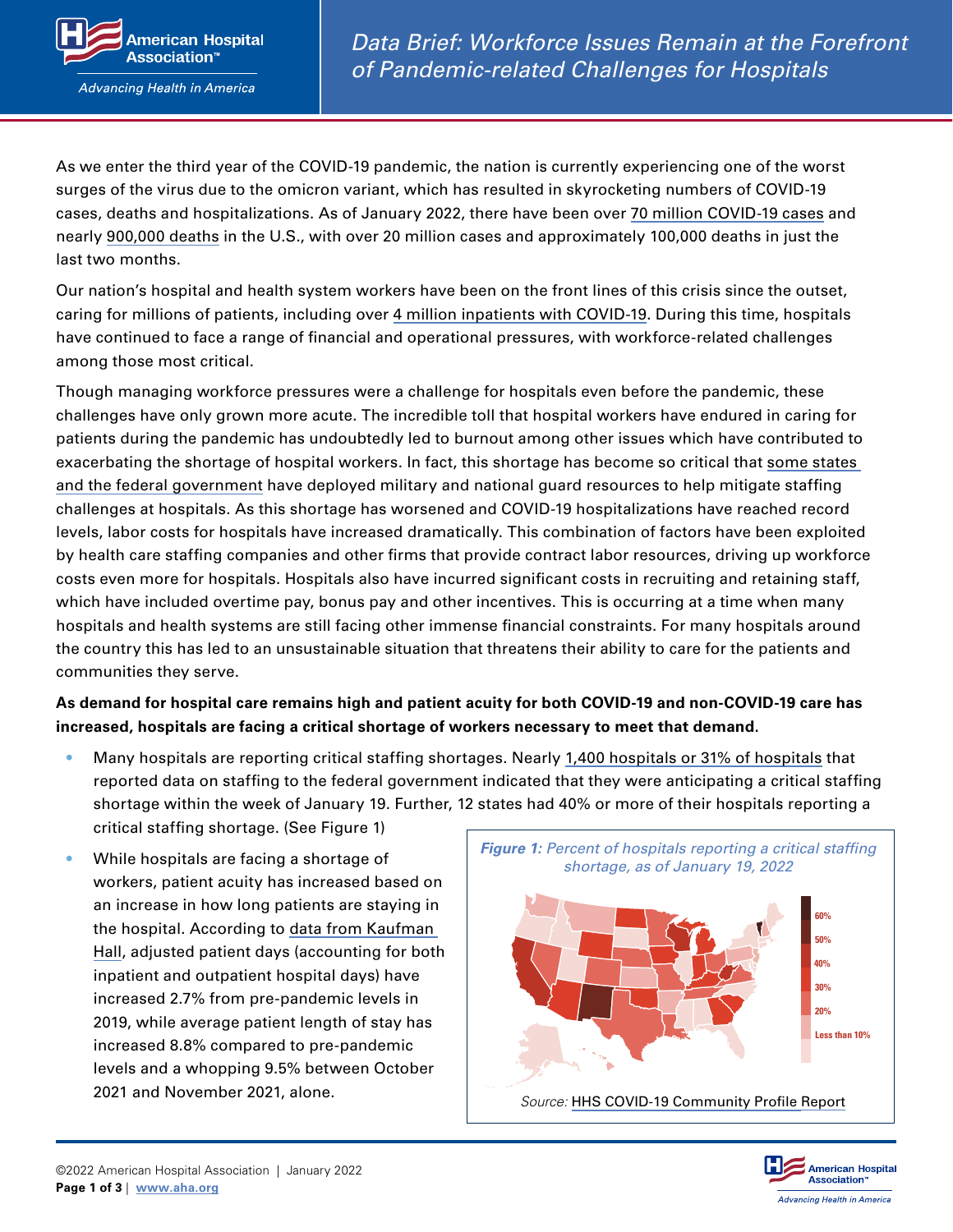# Data Brief: Workforce Issues Remain at the Forefront of Pandemic-related Challenges for Hospitals

As we enter the third year of the COVID-19 pandemic, the nation is currently experiencing one of the worst surges of the virus due to the omicron variant, which has resulted in skyrocketing numbers of COVID-19 cases, deaths and hospitalizations. As of January 2022, there have been over 70 million COVID-19 cases and nearly 900,000 deaths in the U.S., with over 20 million cases and approximately 100,000 deaths in just the last two months.

Our nation's hospital and health system workers have been on the front lines of this crisis since the outset, caring for millions of patients, including over 4 million inpatients with COVID-19. During this time, hospitals have continued to face a range of financial and operational pressures, with workforce-related challenges among those most critical.

Though managing workforce pressures were a challenge for hospitals even before the pandemic, these challenges have only grown more acute. The incredible toll that hospital workers have endured in caring for patients during the pandemic has undoubtedly led to burnout among other issues which have contributed to exacerbating the shortage of hospital workers. In fact, this shortage has become so critical that some states and the federal government have deployed military and national guard resources to help mitigate staffing challenges at hospitals. As this shortage has worsened and COVID-19 hospitalizations have reached record levels, labor costs for hospitals have increased dramatically. This combination of factors have been exploited by health care staffing companies and other firms that provide contract labor resources, driving up workforce costs even more for hospitals. Hospitals also have incurred significant costs in recruiting and retaining staff, which have included overtime pay, bonus pay and other incentives. This is occurring at a time when many hospitals and health systems are still facing other immense financial constraints. For many hospitals around the country this has led to an unsustainable situation that threatens their ability to care for the patients and communities they serve.

**As demand for hospital care remains high and patient acuity for both COVID-19 and non-COVID-19 care has increased, hospitals are facing a critical shortage of workers necessary to meet that demand.**

- Many hospitals are reporting critical staffing shortages. Nearly 1,400 hospitals or 31% of hospitals that reported data on staffing to the federal government indicated that they were anticipating a critical staffing shortage within the week of January 19. Further, 12 states had 40% or more of their hospitals reporting a critical staffing shortage. (See Figure 1)
- While hospitals are facing a shortage of workers, patient acuity has increased based on an increase in how long patients are staying in the hospital. According to data from Kaufman Hall, adjusted patient days (accounting for both inpatient and outpatient hospital days) have increased 2.7% from pre-pandemic levels in 2019, while average patient length of stay has increased 8.8% compared to pre-pandemic levels and a whopping 9.5% between October 2021 and November 2021, alone.

***Figure 1:** Percent of hospitals reporting a critical staffing shortage, as of January 19, 2022*

60% | 50% | 40% | 30% | 20% | Less than 10%

*Source:* HHS COVID-19 Community Profile Report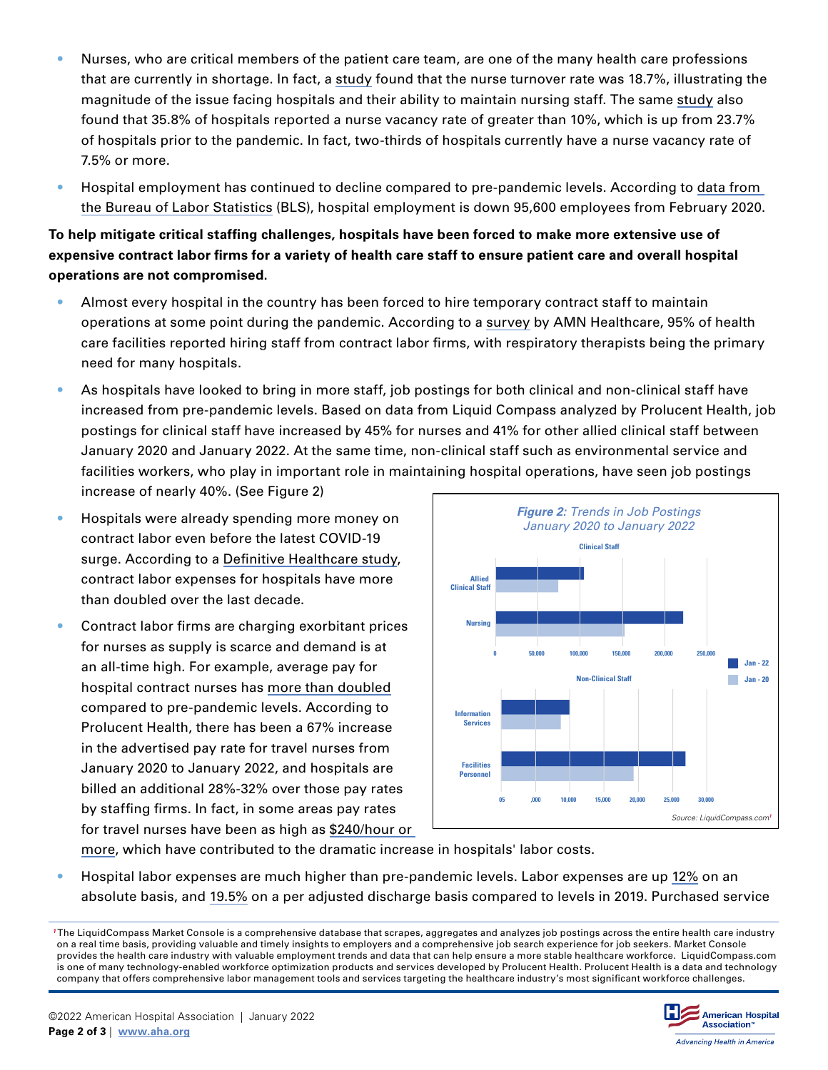- Nurses, who are critical members of the patient care team, are one of the many health care professions that are currently in shortage. In fact, a study found that the nurse turnover rate was 18.7%, illustrating the magnitude of the issue facing hospitals and their ability to maintain nursing staff. The same study also found that 35.8% of hospitals reported a nurse vacancy rate of greater than 10%, which is up from 23.7% of hospitals prior to the pandemic. In fact, two-thirds of hospitals currently have a nurse vacancy rate of 7.5% or more.
- Hospital employment has continued to decline compared to pre-pandemic levels. According to data from the Bureau of Labor Statistics (BLS), hospital employment is down 95,600 employees from February 2020.

**To help mitigate critical staffing challenges, hospitals have been forced to make more extensive use of expensive contract labor firms for a variety of health care staff to ensure patient care and overall hospital operations are not compromised.**

- Almost every hospital in the country has been forced to hire temporary contract staff to maintain operations at some point during the pandemic. According to a survey by AMN Healthcare, 95% of health care facilities reported hiring staff from contract labor firms, with respiratory therapists being the primary need for many hospitals.
- As hospitals have looked to bring in more staff, job postings for both clinical and non-clinical staff have increased from pre-pandemic levels. Based on data from Liquid Compass analyzed by Prolucent Health, job postings for clinical staff have increased by 45% for nurses and 41% for other allied clinical staff between January 2020 and January 2022. At the same time, non-clinical staff such as environmental service and facilities workers, who play in important role in maintaining hospital operations, have seen job postings increase of nearly 40%. (See Figure 2)
- Hospitals were already spending more money on contract labor even before the latest COVID-19 surge. According to a Definitive Healthcare study, contract labor expenses for hospitals have more than doubled over the last decade.
- Contract labor firms are charging exorbitant prices for nurses as supply is scarce and demand is at an all-time high. For example, average pay for hospital contract nurses has more than doubled compared to pre-pandemic levels. According to Prolucent Health, there has been a 67% increase in the advertised pay rate for travel nurses from January 2020 to January 2022, and hospitals are billed an additional 28%-32% over those pay rates by staffing firms. In fact, in some areas pay rates for travel nurses have been as high as $240/hour or more, which have contributed to the dramatic increase in hospitals' labor costs.

***Figure 2:** Trends in Job Postings January 2020 to January 2022*

Clinical Staff

- Allied Clinical Staff
- Nursing

0 | 50,000 | 100,000 | 150,000 | 200,000 | 250,000

Jan - 22 | Jan - 20

Non-Clinical Staff

- Information Services
- Facilities Personnel

05 | ,000 | 10,000 | 15,000 | 20,000 | 25,000 | 30,000

Source: LiquidCompass.com[1]

- Hospital labor expenses are much higher than pre-pandemic levels. Labor expenses are up 12% on an absolute basis, and 19.5% on a per adjusted discharge basis compared to levels in 2019. Purchased service

[1] The LiquidCompass Market Console is a comprehensive database that scrapes, aggregates and analyzes job postings across the entire health care industry on a real time basis, providing valuable and timely insights to employers and a comprehensive job search experience for job seekers. Market Console provides the health care industry with valuable employment trends and data that can help ensure a more stable healthcare workforce. LiquidCompass.com is one of many technology-enabled workforce optimization products and services developed by Prolucent Health. Prolucent Health is a data and technology company that offers comprehensive labor management tools and services targeting the healthcare industry's most significant workforce challenges.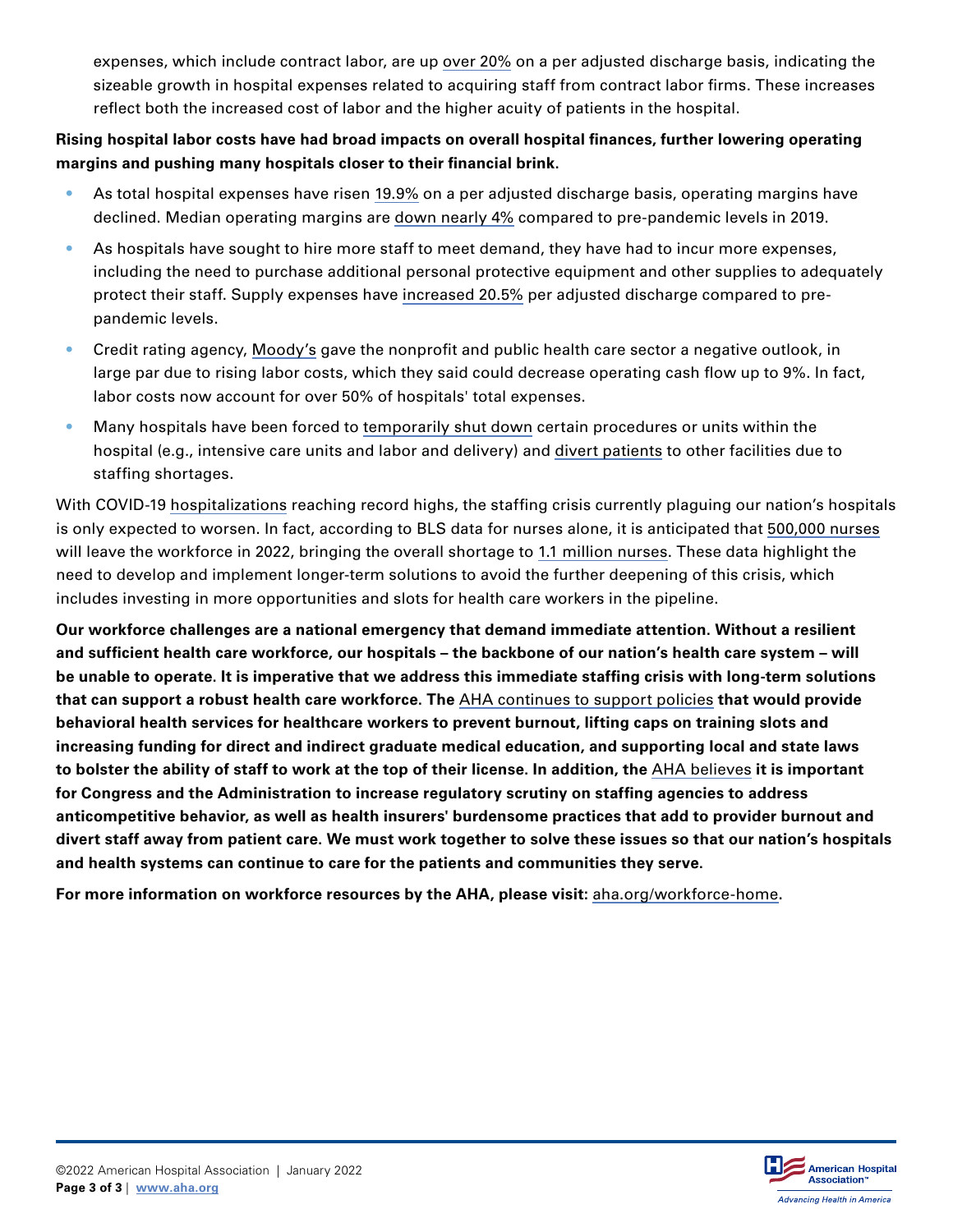expenses, which include contract labor, are up over 20% on a per adjusted discharge basis, indicating the sizeable growth in hospital expenses related to acquiring staff from contract labor firms. These increases reflect both the increased cost of labor and the higher acuity of patients in the hospital.

**Rising hospital labor costs have had broad impacts on overall hospital finances, further lowering operating margins and pushing many hospitals closer to their financial brink.**

- As total hospital expenses have risen 19.9% on a per adjusted discharge basis, operating margins have declined. Median operating margins are down nearly 4% compared to pre-pandemic levels in 2019.
- As hospitals have sought to hire more staff to meet demand, they have had to incur more expenses, including the need to purchase additional personal protective equipment and other supplies to adequately protect their staff. Supply expenses have increased 20.5% per adjusted discharge compared to pre-pandemic levels.
- Credit rating agency, Moody's gave the nonprofit and public health care sector a negative outlook, in large par due to rising labor costs, which they said could decrease operating cash flow up to 9%. In fact, labor costs now account for over 50% of hospitals' total expenses.
- Many hospitals have been forced to temporarily shut down certain procedures or units within the hospital (e.g., intensive care units and labor and delivery) and divert patients to other facilities due to staffing shortages.

With COVID-19 hospitalizations reaching record highs, the staffing crisis currently plaguing our nation's hospitals is only expected to worsen. In fact, according to BLS data for nurses alone, it is anticipated that 500,000 nurses will leave the workforce in 2022, bringing the overall shortage to 1.1 million nurses. These data highlight the need to develop and implement longer-term solutions to avoid the further deepening of this crisis, which includes investing in more opportunities and slots for health care workers in the pipeline.

**Our workforce challenges are a national emergency that demand immediate attention. Without a resilient and sufficient health care workforce, our hospitals – the backbone of our nation's health care system – will be unable to operate. It is imperative that we address this immediate staffing crisis with long-term solutions that can support a robust health care workforce. The** AHA continues to support policies **that would provide behavioral health services for healthcare workers to prevent burnout, lifting caps on training slots and increasing funding for direct and indirect graduate medical education, and supporting local and state laws to bolster the ability of staff to work at the top of their license. In addition, the** AHA believes **it is important for Congress and the Administration to increase regulatory scrutiny on staffing agencies to address anticompetitive behavior, as well as health insurers' burdensome practices that add to provider burnout and divert staff away from patient care. We must work together to solve these issues so that our nation's hospitals and health systems can continue to care for the patients and communities they serve.**

**For more information on workforce resources by the AHA, please visit:** aha.org/workforce-home.

©2022 American Hospital Association | January 2022